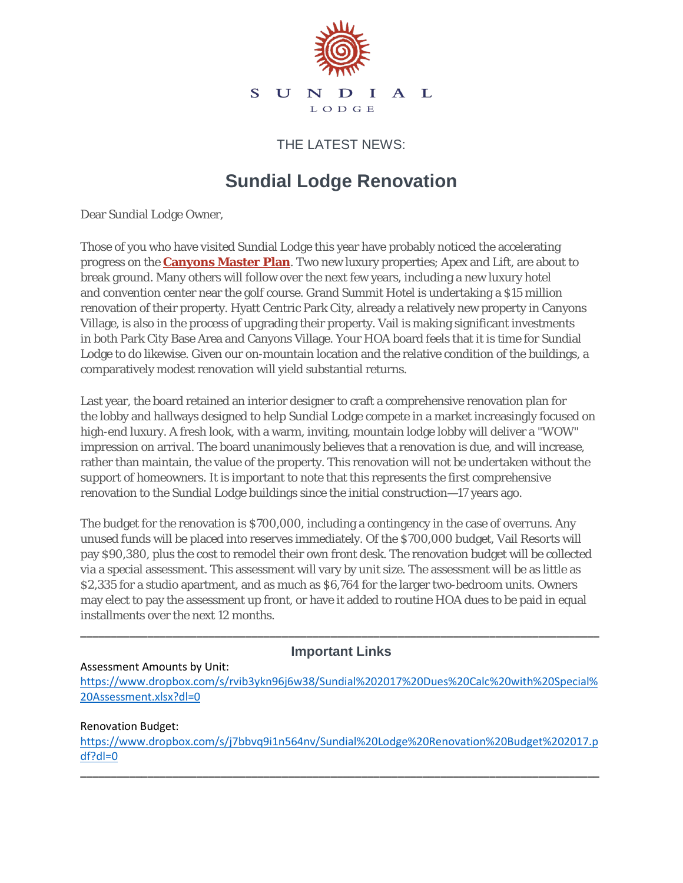SUNDIAL

LODGE

THE LATEST NEWS:

# Sundial Lodge Renovation

Dear Sundial Lodge Owner,

Those of you who have visited Sundial Lodge this year have probably noticed the accelerating progress on the **Canyons Master Plan**. Two new luxury properties; Apex and Lift, are about to break ground. Many others will follow over the next few years, including a new luxury hotel and convention center near the golf course. Grand Summit Hotel is undertaking a $15 million renovation of their property. Hyatt Centric Park City, already a relatively new property in Canyons Village, is also in the process of upgrading their property. Vail is making significant investments in both Park City Base Area and Canyons Village. Your HOA board feels that it is time for Sundial Lodge to do likewise. Given our on-mountain location and the relative condition of the buildings, a comparatively modest renovation will yield substantial returns.

Last year, the board retained an interior designer to craft a comprehensive renovation plan for the lobby and hallways designed to help Sundial Lodge compete in a market increasingly focused on high-end luxury. A fresh look, with a warm, inviting, mountain lodge lobby will deliver a "WOW" impression on arrival. The board unanimously believes that a renovation is due, and will increase, rather than maintain, the value of the property. This renovation will not be undertaken without the support of homeowners. It is important to note that this represents the first comprehensive renovation to the Sundial Lodge buildings since the initial construction—17 years ago.

The budget for the renovation is $700,000, including a contingency in the case of overruns. Any unused funds will be placed into reserves immediately. Of the $700,000 budget, Vail Resorts will pay $90,380, plus the cost to remodel their own front desk. The renovation budget will be collected via a special assessment. This assessment will vary by unit size. The assessment will be as little as $2,335 for a studio apartment, and as much as $6,764 for the larger two-bedroom units. Owners may elect to pay the assessment up front, or have it added to routine HOA dues to be paid in equal installments over the next 12 months.

---

## Important Links

Assessment Amounts by Unit:
https://www.dropbox.com/s/rvib3ykn96j6w38/Sundial%202017%20Dues%20Calc%20with%20Special%20Assessment.xlsx?dl=0

Renovation Budget:
https://www.dropbox.com/s/j7bbvq9i1n564nv/Sundial%20Lodge%20Renovation%20Budget%202017.pdf?dl=0

---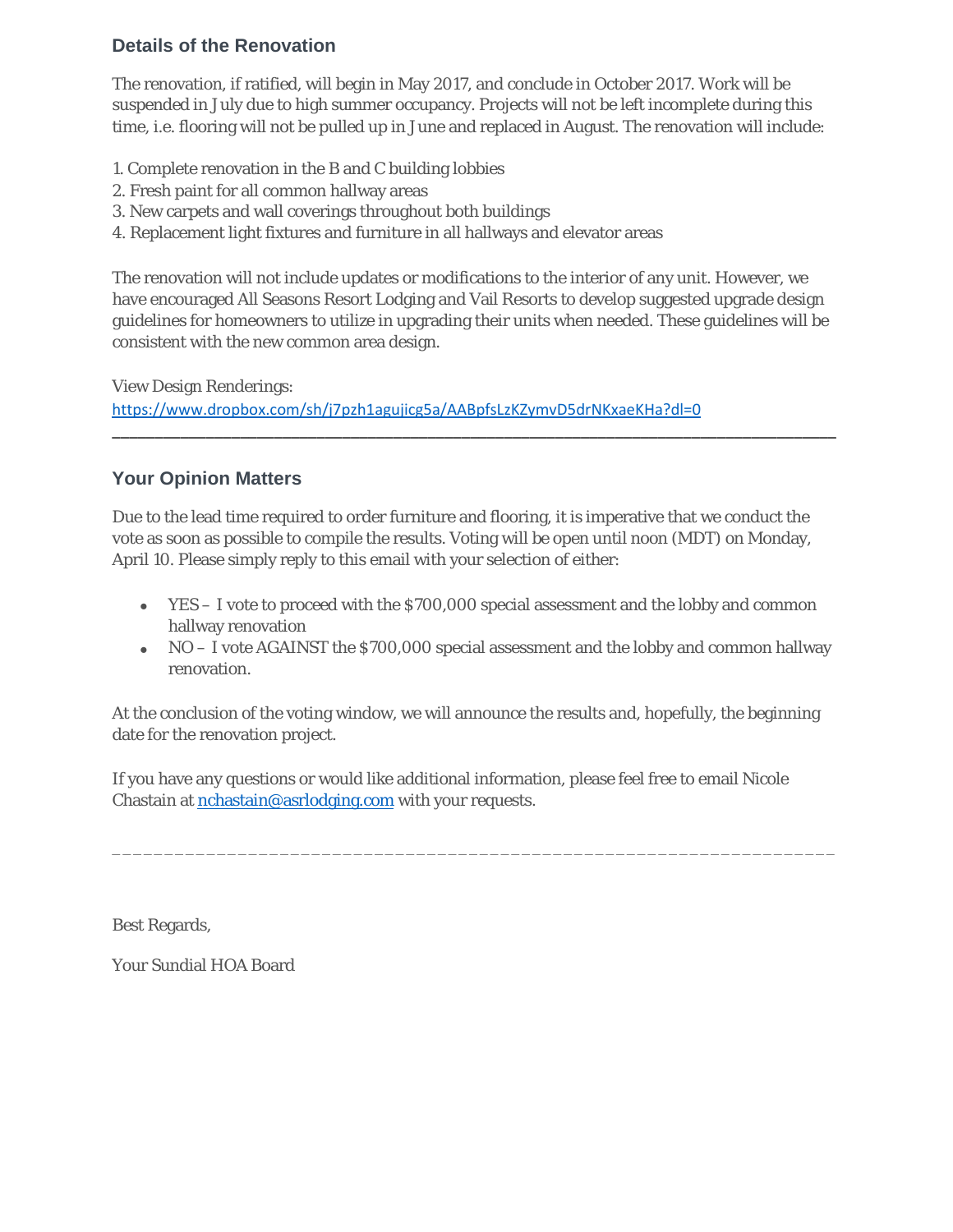## Details of the Renovation

The renovation, if ratified, will begin in May 2017, and conclude in October 2017. Work will be suspended in July due to high summer occupancy. Projects will not be left incomplete during this time, i.e. flooring will not be pulled up in June and replaced in August. The renovation will include:

1. Complete renovation in the B and C building lobbies
2. Fresh paint for all common hallway areas
3. New carpets and wall coverings throughout both buildings
4. Replacement light fixtures and furniture in all hallways and elevator areas

The renovation will not include updates or modifications to the interior of any unit. However, we have encouraged All Seasons Resort Lodging and Vail Resorts to develop suggested upgrade design guidelines for homeowners to utilize in upgrading their units when needed. These guidelines will be consistent with the new common area design.

View Design Renderings:
https://www.dropbox.com/sh/j7pzh1agujicg5a/AABpfsLzKZymvD5drNKxaeKHa?dl=0

---

## Your Opinion Matters

Due to the lead time required to order furniture and flooring, it is imperative that we conduct the vote as soon as possible to compile the results. Voting will be open until noon (MDT) on Monday, April 10. Please simply reply to this email with your selection of either:

- YES – I vote to proceed with the $700,000 special assessment and the lobby and common hallway renovation
- NO – I vote AGAINST the $700,000 special assessment and the lobby and common hallway renovation.

At the conclusion of the voting window, we will announce the results and, hopefully, the beginning date for the renovation project.

If you have any questions or would like additional information, please feel free to email Nicole Chastain at nchastain@asrlodging.com with your requests.

---

Best Regards,

Your Sundial HOA Board